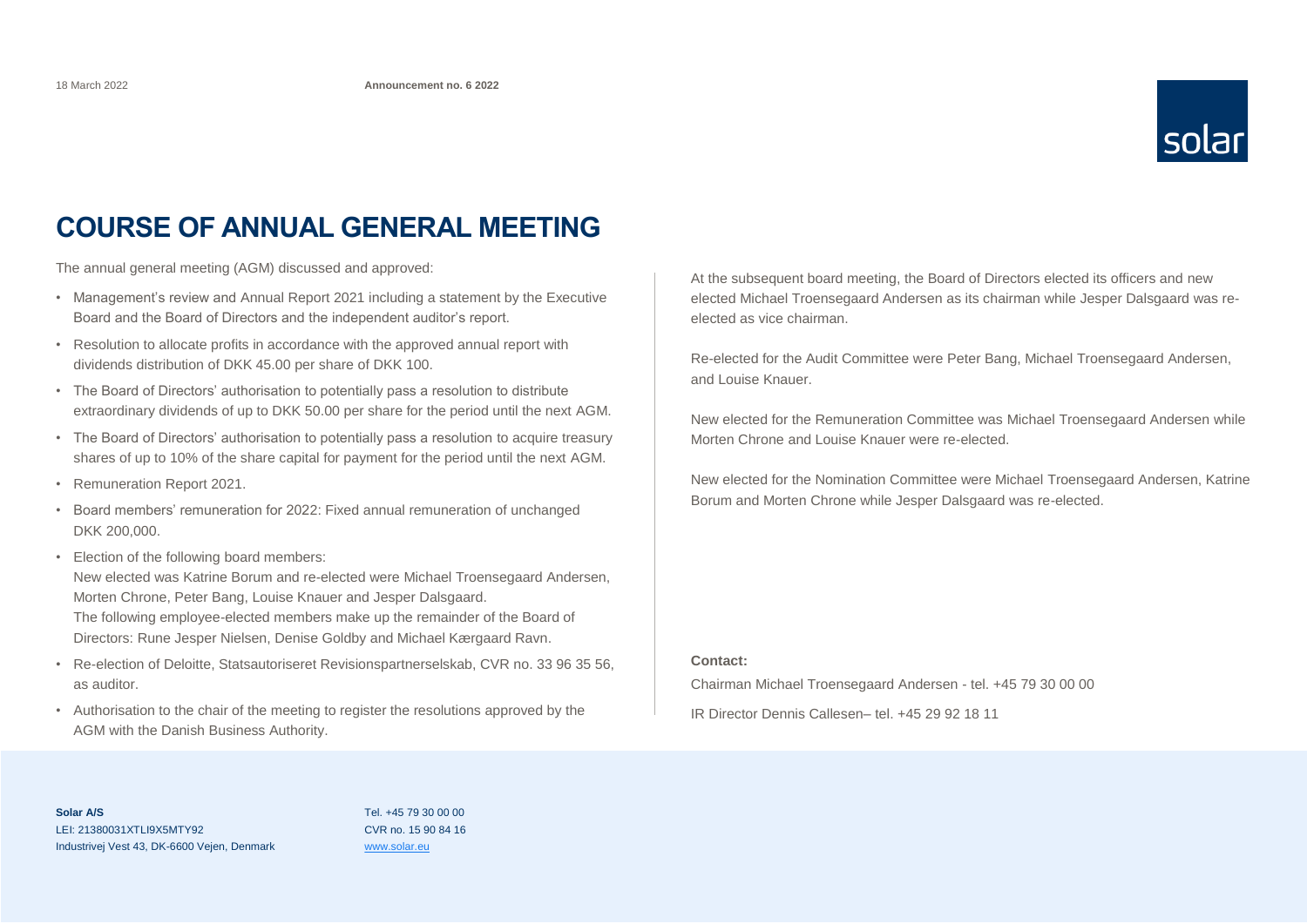18 March 2022

**Announcement no. 6 2022**

# COURSE OF ANNUAL GENERAL MEETING

The annual general meeting (AGM) discussed and approved:

- Management's review and Annual Report 2021 including a statement by the Executive Board and the Board of Directors and the independent auditor's report.
- Resolution to allocate profits in accordance with the approved annual report with dividends distribution of DKK 45.00 per share of DKK 100.
- The Board of Directors' authorisation to potentially pass a resolution to distribute extraordinary dividends of up to DKK 50.00 per share for the period until the next AGM.
- The Board of Directors' authorisation to potentially pass a resolution to acquire treasury shares of up to 10% of the share capital for payment for the period until the next AGM.
- Remuneration Report 2021.
- Board members' remuneration for 2022: Fixed annual remuneration of unchanged DKK 200,000.
- Election of the following board members:
  New elected was Katrine Borum and re-elected were Michael Troensegaard Andersen, Morten Chrone, Peter Bang, Louise Knauer and Jesper Dalsgaard.
  The following employee-elected members make up the remainder of the Board of Directors: Rune Jesper Nielsen, Denise Goldby and Michael Kærgaard Ravn.
- Re-election of Deloitte, Statsautoriseret Revisionspartnerselskab, CVR no. 33 96 35 56, as auditor.
- Authorisation to the chair of the meeting to register the resolutions approved by the AGM with the Danish Business Authority.

At the subsequent board meeting, the Board of Directors elected its officers and new elected Michael Troensegaard Andersen as its chairman while Jesper Dalsgaard was re-elected as vice chairman.

Re-elected for the Audit Committee were Peter Bang, Michael Troensegaard Andersen, and Louise Knauer.

New elected for the Remuneration Committee was Michael Troensegaard Andersen while Morten Chrone and Louise Knauer were re-elected.

New elected for the Nomination Committee were Michael Troensegaard Andersen, Katrine Borum and Morten Chrone while Jesper Dalsgaard was re-elected.

**Contact:**

Chairman Michael Troensegaard Andersen - tel. +45 79 30 00 00

IR Director Dennis Callesen– tel. +45 29 92 18 11

**Solar A/S**
LEI: 21380031XTLI9X5MTY92
Industrivej Vest 43, DK-6600 Vejen, Denmark

Tel. +45 79 30 00 00
CVR no. 15 90 84 16
www.solar.eu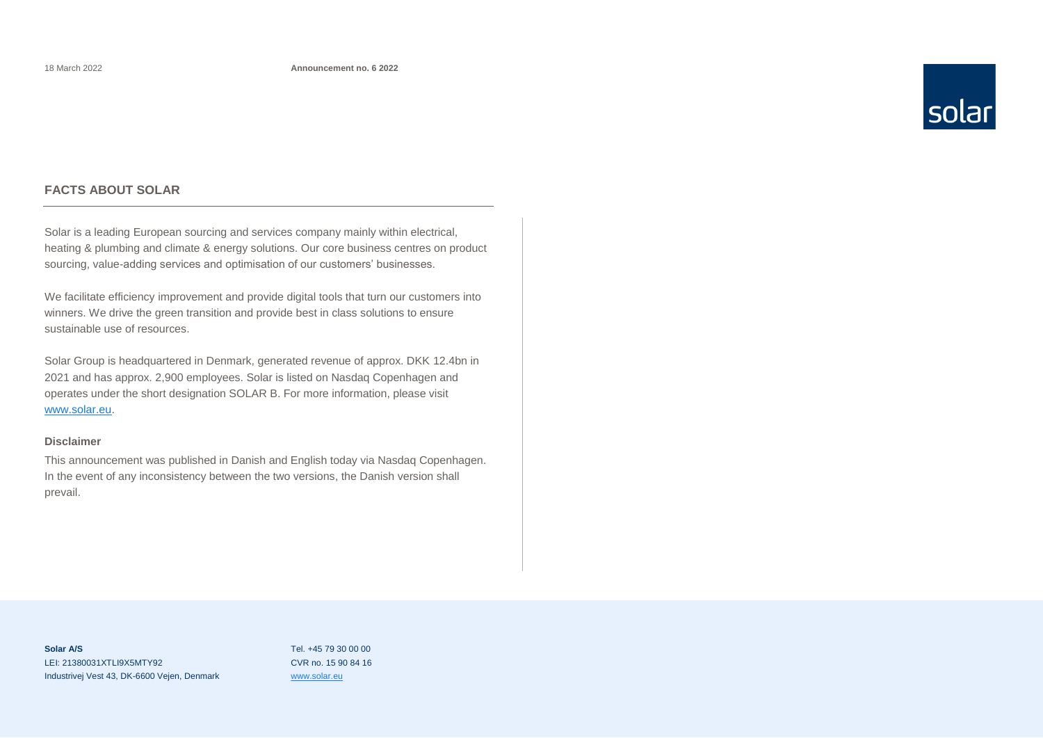## FACTS ABOUT SOLAR

Solar is a leading European sourcing and services company mainly within electrical, heating & plumbing and climate & energy solutions. Our core business centres on product sourcing, value-adding services and optimisation of our customers' businesses.

We facilitate efficiency improvement and provide digital tools that turn our customers into winners. We drive the green transition and provide best in class solutions to ensure sustainable use of resources.

Solar Group is headquartered in Denmark, generated revenue of approx. DKK 12.4bn in 2021 and has approx. 2,900 employees. Solar is listed on Nasdaq Copenhagen and operates under the short designation SOLAR B. For more information, please visit www.solar.eu.

**Disclaimer**

This announcement was published in Danish and English today via Nasdaq Copenhagen. In the event of any inconsistency between the two versions, the Danish version shall prevail.

**Solar A/S**
LEI: 21380031XTLI9X5MTY92
Industrivej Vest 43, DK-6600 Vejen, Denmark

Tel. +45 79 30 00 00
CVR no. 15 90 84 16
www.solar.eu